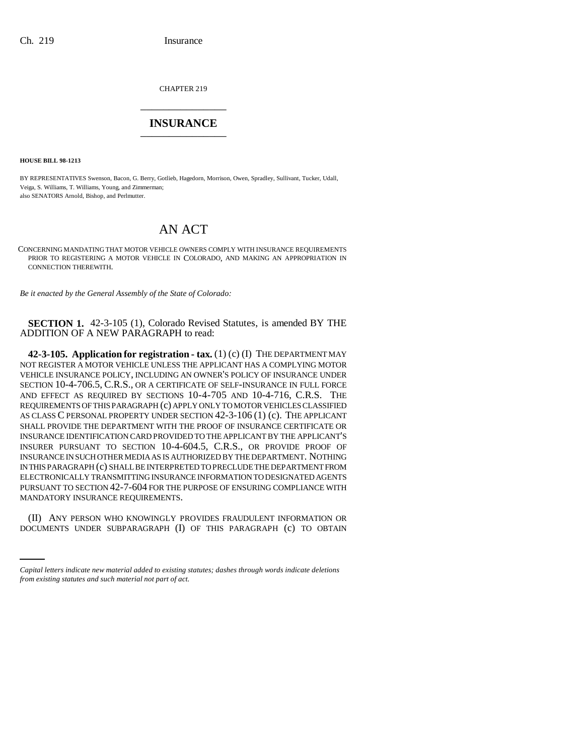CHAPTER 219

# INSURANCE

**HOUSE BILL 98-1213**

BY REPRESENTATIVES Swenson, Bacon, G. Berry, Gotlieb, Hagedorn, Morrison, Owen, Spradley, Sullivant, Tucker, Udall, Veiga, S. Williams, T. Williams, Young, and Zimmerman;
also SENATORS Arnold, Bishop, and Perlmutter.

# AN ACT

CONCERNING MANDATING THAT MOTOR VEHICLE OWNERS COMPLY WITH INSURANCE REQUIREMENTS PRIOR TO REGISTERING A MOTOR VEHICLE IN COLORADO, AND MAKING AN APPROPRIATION IN CONNECTION THEREWITH.

*Be it enacted by the General Assembly of the State of Colorado:*

**SECTION 1.** 42-3-105 (1), Colorado Revised Statutes, is amended BY THE ADDITION OF A NEW PARAGRAPH to read:

**42-3-105. Application for registration - tax.** (1) (c) (I) THE DEPARTMENT MAY NOT REGISTER A MOTOR VEHICLE UNLESS THE APPLICANT HAS A COMPLYING MOTOR VEHICLE INSURANCE POLICY, INCLUDING AN OWNER'S POLICY OF INSURANCE UNDER SECTION 10-4-706.5, C.R.S., OR A CERTIFICATE OF SELF-INSURANCE IN FULL FORCE AND EFFECT AS REQUIRED BY SECTIONS 10-4-705 AND 10-4-716, C.R.S. THE REQUIREMENTS OF THIS PARAGRAPH (c) APPLY ONLY TO MOTOR VEHICLES CLASSIFIED AS CLASS C PERSONAL PROPERTY UNDER SECTION 42-3-106 (1) (c). THE APPLICANT SHALL PROVIDE THE DEPARTMENT WITH THE PROOF OF INSURANCE CERTIFICATE OR INSURANCE IDENTIFICATION CARD PROVIDED TO THE APPLICANT BY THE APPLICANT'S INSURER PURSUANT TO SECTION 10-4-604.5, C.R.S., OR PROVIDE PROOF OF INSURANCE IN SUCH OTHER MEDIA AS IS AUTHORIZED BY THE DEPARTMENT. NOTHING IN THIS PARAGRAPH (c) SHALL BE INTERPRETED TO PRECLUDE THE DEPARTMENT FROM ELECTRONICALLY TRANSMITTING INSURANCE INFORMATION TO DESIGNATED AGENTS PURSUANT TO SECTION 42-7-604 FOR THE PURPOSE OF ENSURING COMPLIANCE WITH MANDATORY INSURANCE REQUIREMENTS.

(II) ANY PERSON WHO KNOWINGLY PROVIDES FRAUDULENT INFORMATION OR DOCUMENTS UNDER SUBPARAGRAPH (I) OF THIS PARAGRAPH (c) TO OBTAIN

*Capital letters indicate new material added to existing statutes; dashes through words indicate deletions from existing statutes and such material not part of act.*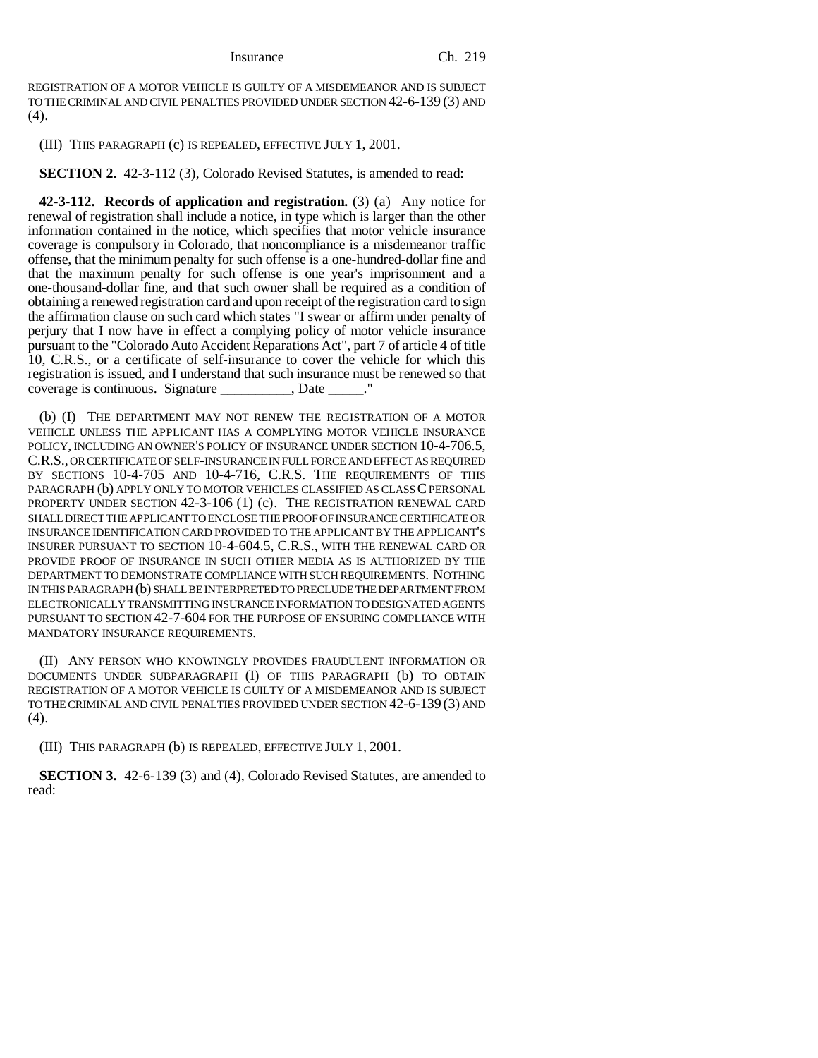REGISTRATION OF A MOTOR VEHICLE IS GUILTY OF A MISDEMEANOR AND IS SUBJECT TO THE CRIMINAL AND CIVIL PENALTIES PROVIDED UNDER SECTION 42-6-139 (3) AND (4).

(III) THIS PARAGRAPH (c) IS REPEALED, EFFECTIVE JULY 1, 2001.

**SECTION 2.** 42-3-112 (3), Colorado Revised Statutes, is amended to read:

**42-3-112. Records of application and registration.** (3) (a) Any notice for renewal of registration shall include a notice, in type which is larger than the other information contained in the notice, which specifies that motor vehicle insurance coverage is compulsory in Colorado, that noncompliance is a misdemeanor traffic offense, that the minimum penalty for such offense is a one-hundred-dollar fine and that the maximum penalty for such offense is one year's imprisonment and a one-thousand-dollar fine, and that such owner shall be required as a condition of obtaining a renewed registration card and upon receipt of the registration card to sign the affirmation clause on such card which states "I swear or affirm under penalty of perjury that I now have in effect a complying policy of motor vehicle insurance pursuant to the "Colorado Auto Accident Reparations Act", part 7 of article 4 of title 10, C.R.S., or a certificate of self-insurance to cover the vehicle for which this registration is issued, and I understand that such insurance must be renewed so that coverage is continuous. Signature __________, Date _____."

(b) (I) THE DEPARTMENT MAY NOT RENEW THE REGISTRATION OF A MOTOR VEHICLE UNLESS THE APPLICANT HAS A COMPLYING MOTOR VEHICLE INSURANCE POLICY, INCLUDING AN OWNER'S POLICY OF INSURANCE UNDER SECTION 10-4-706.5, C.R.S., OR CERTIFICATE OF SELF-INSURANCE IN FULL FORCE AND EFFECT AS REQUIRED BY SECTIONS 10-4-705 AND 10-4-716, C.R.S. THE REQUIREMENTS OF THIS PARAGRAPH (b) APPLY ONLY TO MOTOR VEHICLES CLASSIFIED AS CLASS C PERSONAL PROPERTY UNDER SECTION 42-3-106 (1) (c). THE REGISTRATION RENEWAL CARD SHALL DIRECT THE APPLICANT TO ENCLOSE THE PROOF OF INSURANCE CERTIFICATE OR INSURANCE IDENTIFICATION CARD PROVIDED TO THE APPLICANT BY THE APPLICANT'S INSURER PURSUANT TO SECTION 10-4-604.5, C.R.S., WITH THE RENEWAL CARD OR PROVIDE PROOF OF INSURANCE IN SUCH OTHER MEDIA AS IS AUTHORIZED BY THE DEPARTMENT TO DEMONSTRATE COMPLIANCE WITH SUCH REQUIREMENTS. NOTHING IN THIS PARAGRAPH (b) SHALL BE INTERPRETED TO PRECLUDE THE DEPARTMENT FROM ELECTRONICALLY TRANSMITTING INSURANCE INFORMATION TO DESIGNATED AGENTS PURSUANT TO SECTION 42-7-604 FOR THE PURPOSE OF ENSURING COMPLIANCE WITH MANDATORY INSURANCE REQUIREMENTS.

(II) ANY PERSON WHO KNOWINGLY PROVIDES FRAUDULENT INFORMATION OR DOCUMENTS UNDER SUBPARAGRAPH (I) OF THIS PARAGRAPH (b) TO OBTAIN REGISTRATION OF A MOTOR VEHICLE IS GUILTY OF A MISDEMEANOR AND IS SUBJECT TO THE CRIMINAL AND CIVIL PENALTIES PROVIDED UNDER SECTION 42-6-139 (3) AND (4).

(III) THIS PARAGRAPH (b) IS REPEALED, EFFECTIVE JULY 1, 2001.

**SECTION 3.** 42-6-139 (3) and (4), Colorado Revised Statutes, are amended to read: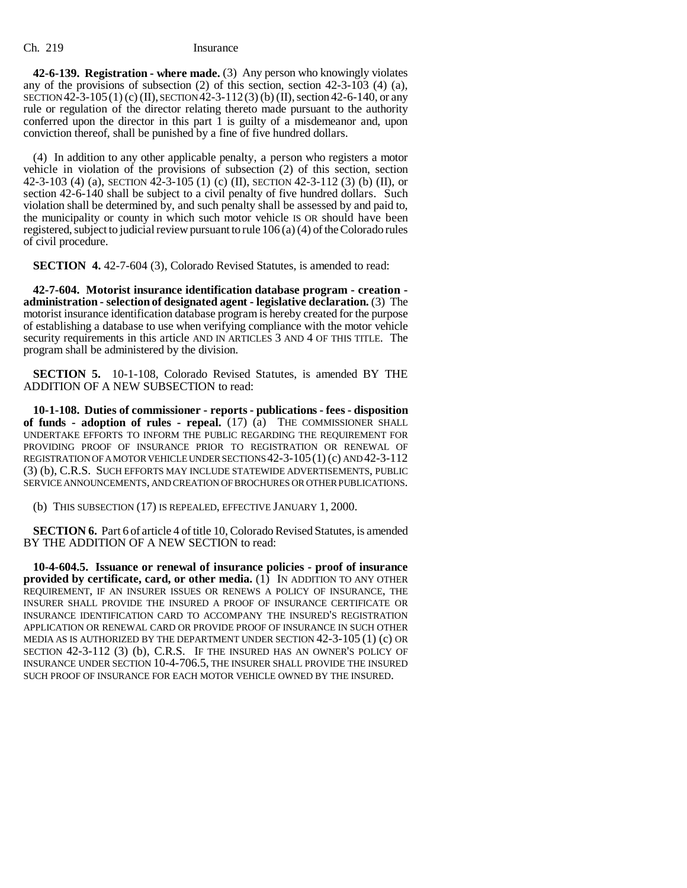**42-6-139. Registration - where made.** (3) Any person who knowingly violates any of the provisions of subsection (2) of this section, section 42-3-103 (4) (a), SECTION 42-3-105 (1) (c) (II), SECTION 42-3-112 (3) (b) (II), section 42-6-140, or any rule or regulation of the director relating thereto made pursuant to the authority conferred upon the director in this part 1 is guilty of a misdemeanor and, upon conviction thereof, shall be punished by a fine of five hundred dollars.

(4) In addition to any other applicable penalty, a person who registers a motor vehicle in violation of the provisions of subsection (2) of this section, section 42-3-103 (4) (a), SECTION 42-3-105 (1) (c) (II), SECTION 42-3-112 (3) (b) (II), or section 42-6-140 shall be subject to a civil penalty of five hundred dollars. Such violation shall be determined by, and such penalty shall be assessed by and paid to, the municipality or county in which such motor vehicle IS OR should have been registered, subject to judicial review pursuant to rule 106 (a) (4) of the Colorado rules of civil procedure.

**SECTION 4.** 42-7-604 (3), Colorado Revised Statutes, is amended to read:

**42-7-604. Motorist insurance identification database program - creation - administration - selection of designated agent - legislative declaration.** (3) The motorist insurance identification database program is hereby created for the purpose of establishing a database to use when verifying compliance with the motor vehicle security requirements in this article AND IN ARTICLES 3 AND 4 OF THIS TITLE. The program shall be administered by the division.

**SECTION 5.** 10-1-108, Colorado Revised Statutes, is amended BY THE ADDITION OF A NEW SUBSECTION to read:

**10-1-108. Duties of commissioner - reports - publications - fees - disposition of funds - adoption of rules - repeal.** (17) (a) THE COMMISSIONER SHALL UNDERTAKE EFFORTS TO INFORM THE PUBLIC REGARDING THE REQUIREMENT FOR PROVIDING PROOF OF INSURANCE PRIOR TO REGISTRATION OR RENEWAL OF REGISTRATION OF A MOTOR VEHICLE UNDER SECTIONS 42-3-105 (1) (c) AND 42-3-112 (3) (b), C.R.S. SUCH EFFORTS MAY INCLUDE STATEWIDE ADVERTISEMENTS, PUBLIC SERVICE ANNOUNCEMENTS, AND CREATION OF BROCHURES OR OTHER PUBLICATIONS.

(b) THIS SUBSECTION (17) IS REPEALED, EFFECTIVE JANUARY 1, 2000.

**SECTION 6.** Part 6 of article 4 of title 10, Colorado Revised Statutes, is amended BY THE ADDITION OF A NEW SECTION to read:

**10-4-604.5. Issuance or renewal of insurance policies - proof of insurance provided by certificate, card, or other media.** (1) IN ADDITION TO ANY OTHER REQUIREMENT, IF AN INSURER ISSUES OR RENEWS A POLICY OF INSURANCE, THE INSURER SHALL PROVIDE THE INSURED A PROOF OF INSURANCE CERTIFICATE OR INSURANCE IDENTIFICATION CARD TO ACCOMPANY THE INSURED'S REGISTRATION APPLICATION OR RENEWAL CARD OR PROVIDE PROOF OF INSURANCE IN SUCH OTHER MEDIA AS IS AUTHORIZED BY THE DEPARTMENT UNDER SECTION 42-3-105 (1) (c) OR SECTION 42-3-112 (3) (b), C.R.S. IF THE INSURED HAS AN OWNER'S POLICY OF INSURANCE UNDER SECTION 10-4-706.5, THE INSURER SHALL PROVIDE THE INSURED SUCH PROOF OF INSURANCE FOR EACH MOTOR VEHICLE OWNED BY THE INSURED.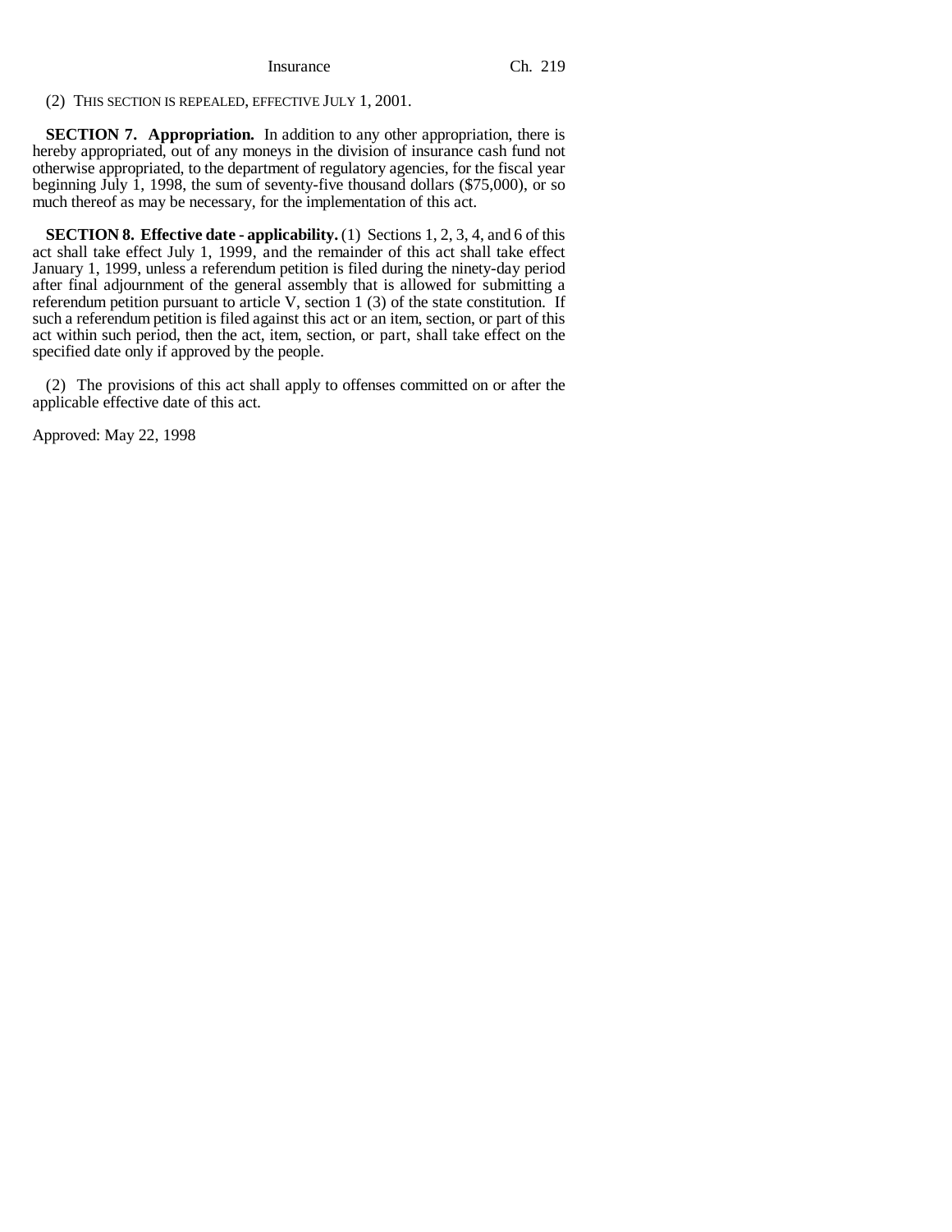(2) THIS SECTION IS REPEALED, EFFECTIVE JULY 1, 2001.

**SECTION 7. Appropriation.** In addition to any other appropriation, there is hereby appropriated, out of any moneys in the division of insurance cash fund not otherwise appropriated, to the department of regulatory agencies, for the fiscal year beginning July 1, 1998, the sum of seventy-five thousand dollars ($75,000), or so much thereof as may be necessary, for the implementation of this act.

**SECTION 8. Effective date - applicability.** (1) Sections 1, 2, 3, 4, and 6 of this act shall take effect July 1, 1999, and the remainder of this act shall take effect January 1, 1999, unless a referendum petition is filed during the ninety-day period after final adjournment of the general assembly that is allowed for submitting a referendum petition pursuant to article V, section 1 (3) of the state constitution. If such a referendum petition is filed against this act or an item, section, or part of this act within such period, then the act, item, section, or part, shall take effect on the specified date only if approved by the people.

(2) The provisions of this act shall apply to offenses committed on or after the applicable effective date of this act.

Approved: May 22, 1998